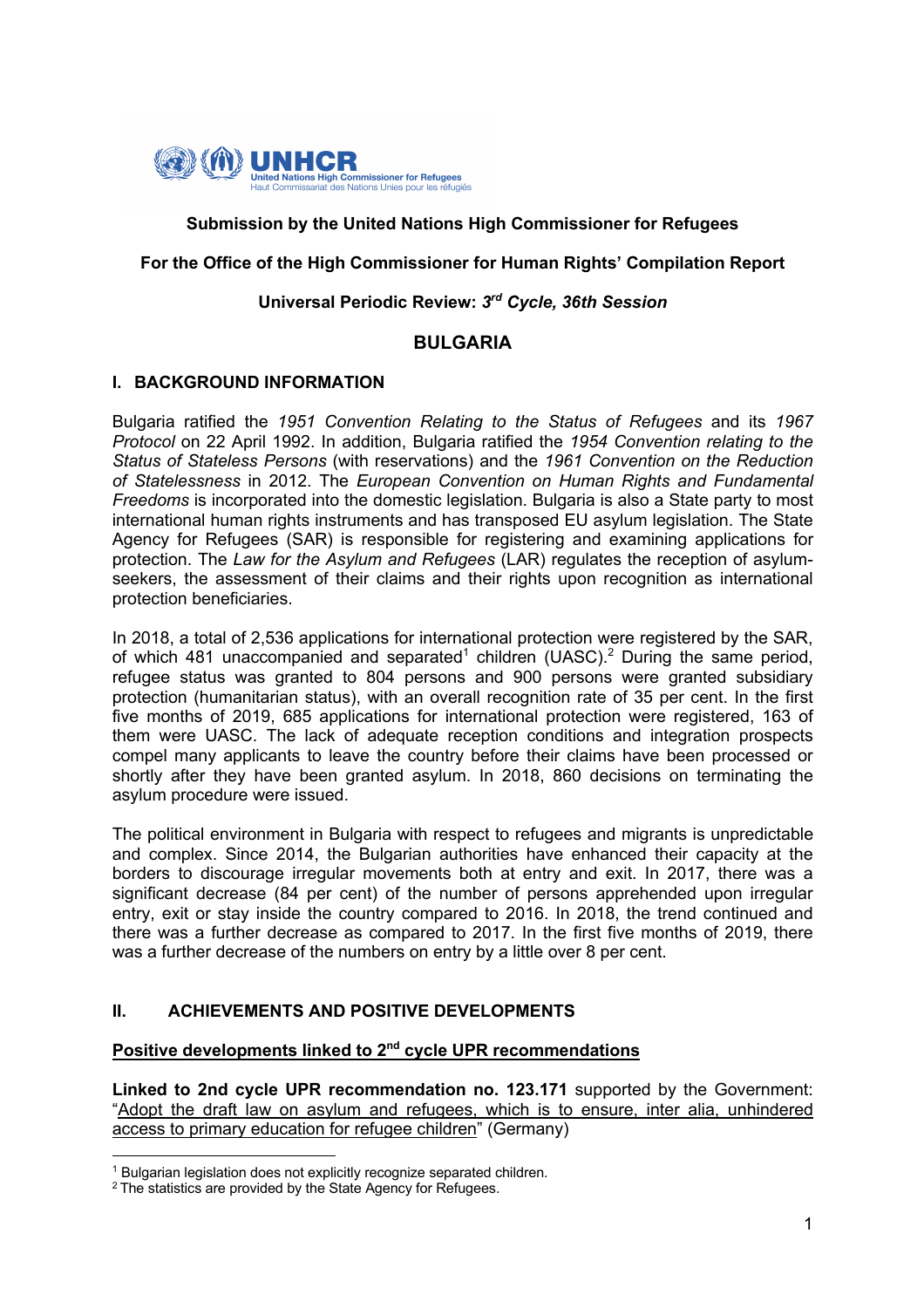**Submission by the United Nations High Commissioner for Refugees**

**For the Office of the High Commissioner for Human Rights' Compilation Report**

**Universal Periodic Review: 3rd *Cycle, 36th Session***

# BULGARIA

## I. BACKGROUND INFORMATION

Bulgaria ratified the *1951 Convention Relating to the Status of Refugees* and its *1967 Protocol* on 22 April 1992. In addition, Bulgaria ratified the *1954 Convention relating to the Status of Stateless Persons* (with reservations) and the *1961 Convention on the Reduction of Statelessness* in 2012. The *European Convention on Human Rights and Fundamental Freedoms* is incorporated into the domestic legislation. Bulgaria is also a State party to most international human rights instruments and has transposed EU asylum legislation. The State Agency for Refugees (SAR) is responsible for registering and examining applications for protection. The *Law for the Asylum and Refugees* (LAR) regulates the reception of asylum-seekers, the assessment of their claims and their rights upon recognition as international protection beneficiaries.

In 2018, a total of 2,536 applications for international protection were registered by the SAR, of which 481 unaccompanied and separated[1] children (UASC).[2] During the same period, refugee status was granted to 804 persons and 900 persons were granted subsidiary protection (humanitarian status), with an overall recognition rate of 35 per cent. In the first five months of 2019, 685 applications for international protection were registered, 163 of them were UASC. The lack of adequate reception conditions and integration prospects compel many applicants to leave the country before their claims have been processed or shortly after they have been granted asylum. In 2018, 860 decisions on terminating the asylum procedure were issued.

The political environment in Bulgaria with respect to refugees and migrants is unpredictable and complex. Since 2014, the Bulgarian authorities have enhanced their capacity at the borders to discourage irregular movements both at entry and exit. In 2017, there was a significant decrease (84 per cent) of the number of persons apprehended upon irregular entry, exit or stay inside the country compared to 2016. In 2018, the trend continued and there was a further decrease as compared to 2017. In the first five months of 2019, there was a further decrease of the numbers on entry by a little over 8 per cent.

## II. ACHIEVEMENTS AND POSITIVE DEVELOPMENTS

### Positive developments linked to 2nd cycle UPR recommendations

**Linked to 2nd cycle UPR recommendation no. 123.171** supported by the Government: "Adopt the draft law on asylum and refugees, which is to ensure, inter alia, unhindered access to primary education for refugee children" (Germany)

---

[1] Bulgarian legislation does not explicitly recognize separated children.

[2] The statistics are provided by the State Agency for Refugees.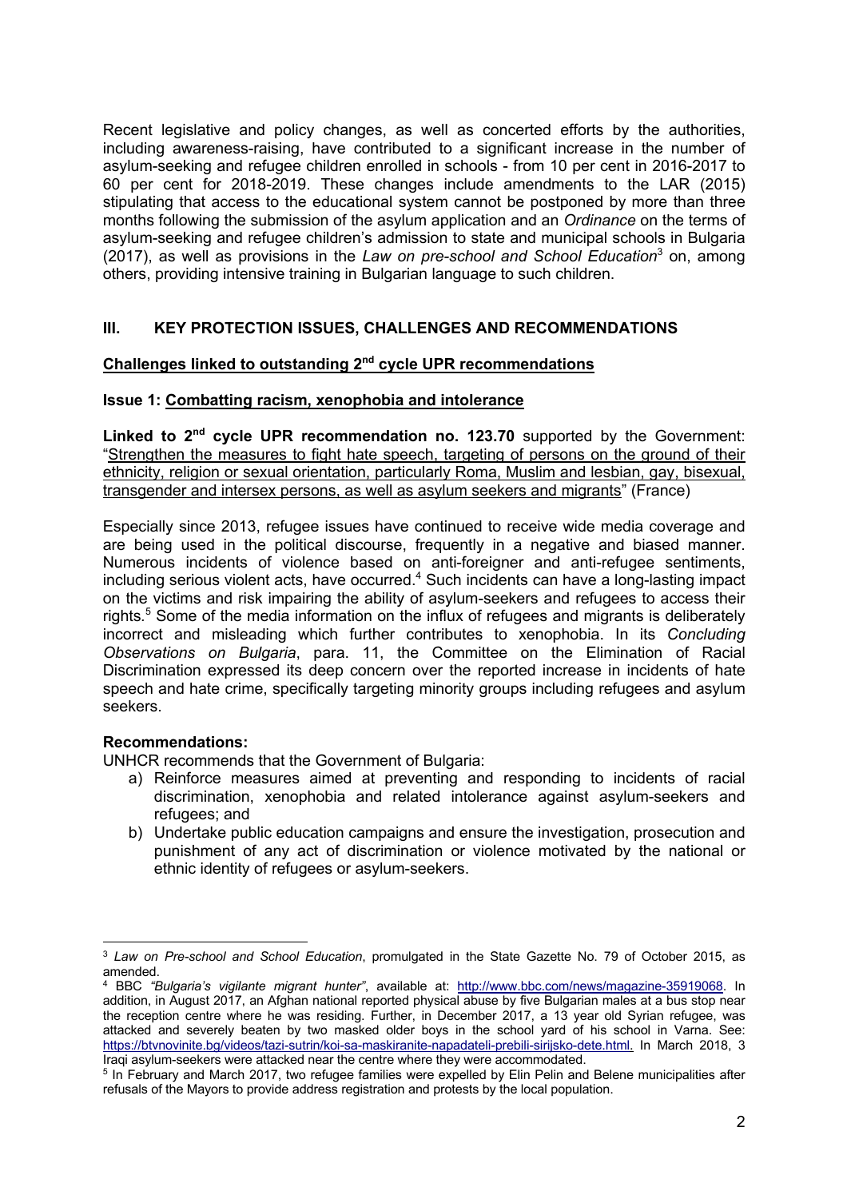Recent legislative and policy changes, as well as concerted efforts by the authorities, including awareness-raising, have contributed to a significant increase in the number of asylum-seeking and refugee children enrolled in schools - from 10 per cent in 2016-2017 to 60 per cent for 2018-2019. These changes include amendments to the LAR (2015) stipulating that access to the educational system cannot be postponed by more than three months following the submission of the asylum application and an *Ordinance* on the terms of asylum-seeking and refugee children's admission to state and municipal schools in Bulgaria (2017), as well as provisions in the *Law on pre-school and School Education*[3] on, among others, providing intensive training in Bulgarian language to such children.

## III. KEY PROTECTION ISSUES, CHALLENGES AND RECOMMENDATIONS

### Challenges linked to outstanding 2nd cycle UPR recommendations

### Issue 1: Combatting racism, xenophobia and intolerance

**Linked to 2nd cycle UPR recommendation no. 123.70** supported by the Government: "Strengthen the measures to fight hate speech, targeting of persons on the ground of their ethnicity, religion or sexual orientation, particularly Roma, Muslim and lesbian, gay, bisexual, transgender and intersex persons, as well as asylum seekers and migrants" (France)

Especially since 2013, refugee issues have continued to receive wide media coverage and are being used in the political discourse, frequently in a negative and biased manner. Numerous incidents of violence based on anti-foreigner and anti-refugee sentiments, including serious violent acts, have occurred.[4] Such incidents can have a long-lasting impact on the victims and risk impairing the ability of asylum-seekers and refugees to access their rights.[5] Some of the media information on the influx of refugees and migrants is deliberately incorrect and misleading which further contributes to xenophobia. In its *Concluding Observations on Bulgaria*, para. 11, the Committee on the Elimination of Racial Discrimination expressed its deep concern over the reported increase in incidents of hate speech and hate crime, specifically targeting minority groups including refugees and asylum seekers.

**Recommendations:**

UNHCR recommends that the Government of Bulgaria:

a) Reinforce measures aimed at preventing and responding to incidents of racial discrimination, xenophobia and related intolerance against asylum-seekers and refugees; and
b) Undertake public education campaigns and ensure the investigation, prosecution and punishment of any act of discrimination or violence motivated by the national or ethnic identity of refugees or asylum-seekers.

---

[3] *Law on Pre-school and School Education*, promulgated in the State Gazette No. 79 of October 2015, as amended.

[4] BBC *"Bulgaria's vigilante migrant hunter"*, available at: http://www.bbc.com/news/magazine-35919068. In addition, in August 2017, an Afghan national reported physical abuse by five Bulgarian males at a bus stop near the reception centre where he was residing. Further, in December 2017, a 13 year old Syrian refugee, was attacked and severely beaten by two masked older boys in the school yard of his school in Varna. See: https://btvnovinite.bg/videos/tazi-sutrin/koi-sa-maskiranite-napadateli-prebili-sirijsko-dete.html. In March 2018, 3 Iraqi asylum-seekers were attacked near the centre where they were accommodated.

[5] In February and March 2017, two refugee families were expelled by Elin Pelin and Belene municipalities after refusals of the Mayors to provide address registration and protests by the local population.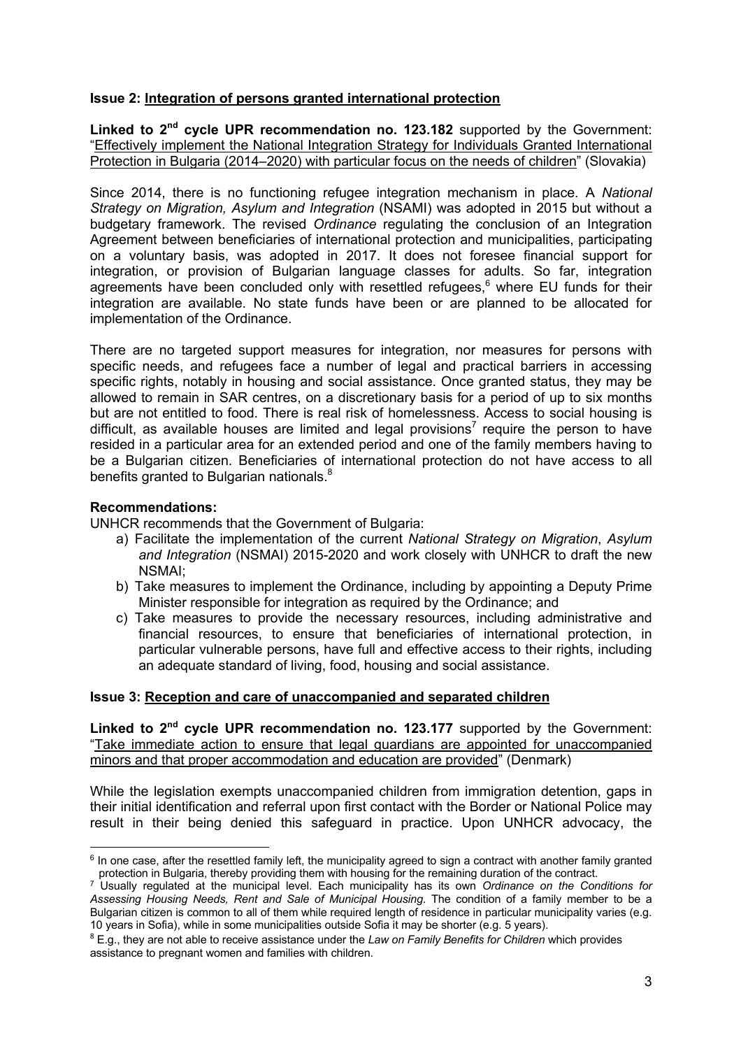**Issue 2: Integration of persons granted international protection**

**Linked to 2nd cycle UPR recommendation no. 123.182** supported by the Government: "Effectively implement the National Integration Strategy for Individuals Granted International Protection in Bulgaria (2014–2020) with particular focus on the needs of children" (Slovakia)

Since 2014, there is no functioning refugee integration mechanism in place. A *National Strategy on Migration, Asylum and Integration* (NSAMI) was adopted in 2015 but without a budgetary framework. The revised *Ordinance* regulating the conclusion of an Integration Agreement between beneficiaries of international protection and municipalities, participating on a voluntary basis, was adopted in 2017. It does not foresee financial support for integration, or provision of Bulgarian language classes for adults. So far, integration agreements have been concluded only with resettled refugees,[6] where EU funds for their integration are available. No state funds have been or are planned to be allocated for implementation of the Ordinance.

There are no targeted support measures for integration, nor measures for persons with specific needs, and refugees face a number of legal and practical barriers in accessing specific rights, notably in housing and social assistance. Once granted status, they may be allowed to remain in SAR centres, on a discretionary basis for a period of up to six months but are not entitled to food. There is real risk of homelessness. Access to social housing is difficult, as available houses are limited and legal provisions[7] require the person to have resided in a particular area for an extended period and one of the family members having to be a Bulgarian citizen. Beneficiaries of international protection do not have access to all benefits granted to Bulgarian nationals.[8]

**Recommendations:**

UNHCR recommends that the Government of Bulgaria:

a) Facilitate the implementation of the current *National Strategy on Migration*, *Asylum and Integration* (NSMAI) 2015-2020 and work closely with UNHCR to draft the new NSMAI;

b) Take measures to implement the Ordinance, including by appointing a Deputy Prime Minister responsible for integration as required by the Ordinance; and

c) Take measures to provide the necessary resources, including administrative and financial resources, to ensure that beneficiaries of international protection, in particular vulnerable persons, have full and effective access to their rights, including an adequate standard of living, food, housing and social assistance.

**Issue 3: Reception and care of unaccompanied and separated children**

**Linked to 2nd cycle UPR recommendation no. 123.177** supported by the Government: "Take immediate action to ensure that legal guardians are appointed for unaccompanied minors and that proper accommodation and education are provided" (Denmark)

While the legislation exempts unaccompanied children from immigration detention, gaps in their initial identification and referral upon first contact with the Border or National Police may result in their being denied this safeguard in practice. Upon UNHCR advocacy, the

---

[6] In one case, after the resettled family left, the municipality agreed to sign a contract with another family granted protection in Bulgaria, thereby providing them with housing for the remaining duration of the contract.

[7] Usually regulated at the municipal level. Each municipality has its own *Ordinance on the Conditions for Assessing Housing Needs, Rent and Sale of Municipal Housing*. The condition of a family member to be a Bulgarian citizen is common to all of them while required length of residence in particular municipality varies (e.g. 10 years in Sofia), while in some municipalities outside Sofia it may be shorter (e.g. 5 years).

[8] E.g., they are not able to receive assistance under the *Law on Family Benefits for Children* which provides assistance to pregnant women and families with children.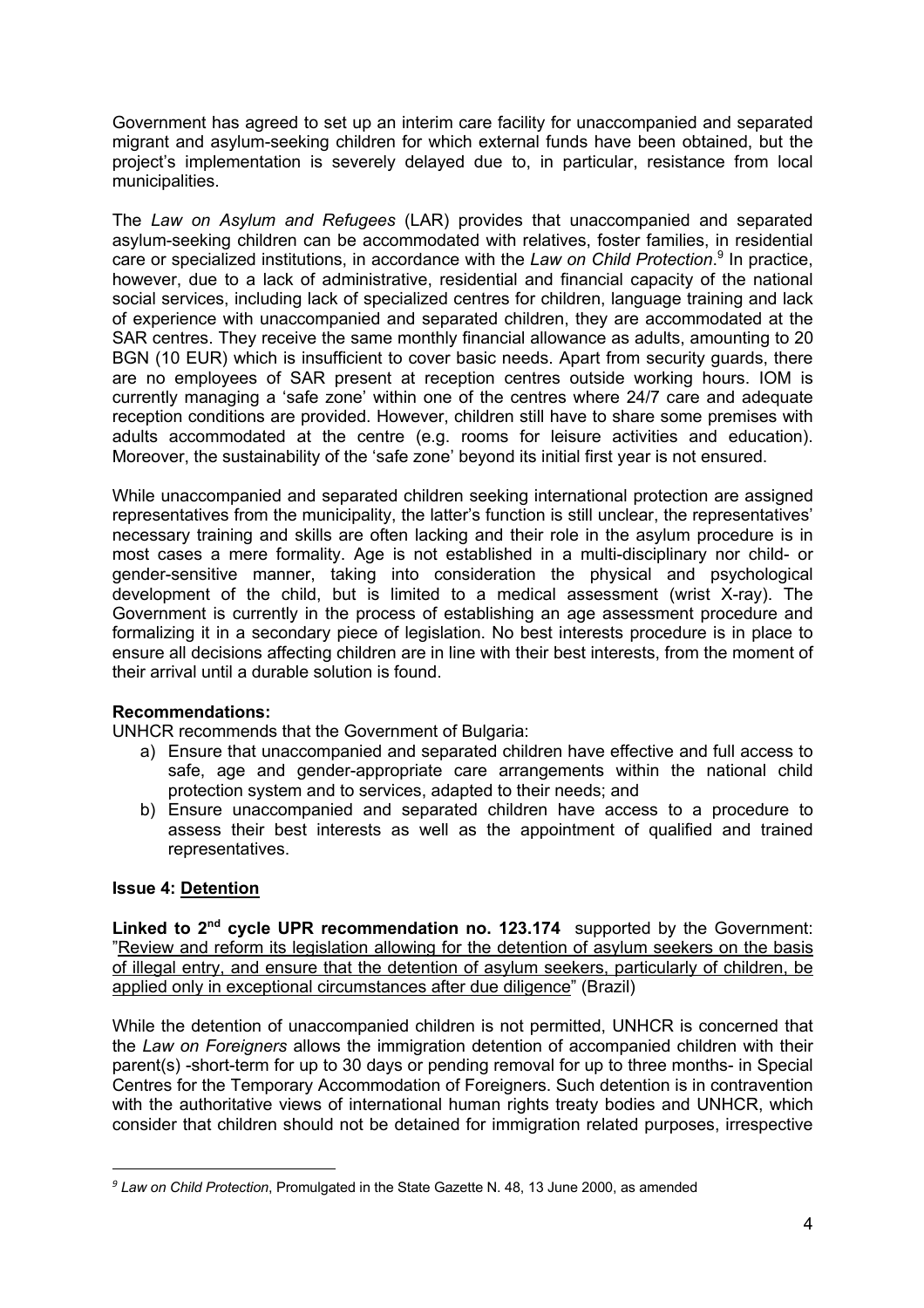Government has agreed to set up an interim care facility for unaccompanied and separated migrant and asylum-seeking children for which external funds have been obtained, but the project's implementation is severely delayed due to, in particular, resistance from local municipalities.

The *Law on Asylum and Refugees* (LAR) provides that unaccompanied and separated asylum-seeking children can be accommodated with relatives, foster families, in residential care or specialized institutions, in accordance with the *Law on Child Protection*.[9] In practice, however, due to a lack of administrative, residential and financial capacity of the national social services, including lack of specialized centres for children, language training and lack of experience with unaccompanied and separated children, they are accommodated at the SAR centres. They receive the same monthly financial allowance as adults, amounting to 20 BGN (10 EUR) which is insufficient to cover basic needs. Apart from security guards, there are no employees of SAR present at reception centres outside working hours. IOM is currently managing a 'safe zone' within one of the centres where 24/7 care and adequate reception conditions are provided. However, children still have to share some premises with adults accommodated at the centre (e.g. rooms for leisure activities and education). Moreover, the sustainability of the 'safe zone' beyond its initial first year is not ensured.

While unaccompanied and separated children seeking international protection are assigned representatives from the municipality, the latter's function is still unclear, the representatives' necessary training and skills are often lacking and their role in the asylum procedure is in most cases a mere formality. Age is not established in a multi-disciplinary nor child- or gender-sensitive manner, taking into consideration the physical and psychological development of the child, but is limited to a medical assessment (wrist X-ray). The Government is currently in the process of establishing an age assessment procedure and formalizing it in a secondary piece of legislation. No best interests procedure is in place to ensure all decisions affecting children are in line with their best interests, from the moment of their arrival until a durable solution is found.

**Recommendations:**

UNHCR recommends that the Government of Bulgaria:

a) Ensure that unaccompanied and separated children have effective and full access to safe, age and gender-appropriate care arrangements within the national child protection system and to services, adapted to their needs; and
b) Ensure unaccompanied and separated children have access to a procedure to assess their best interests as well as the appointment of qualified and trained representatives.

**Issue 4: Detention**

**Linked to 2nd cycle UPR recommendation no. 123.174** supported by the Government: "Review and reform its legislation allowing for the detention of asylum seekers on the basis of illegal entry, and ensure that the detention of asylum seekers, particularly of children, be applied only in exceptional circumstances after due diligence" (Brazil)

While the detention of unaccompanied children is not permitted, UNHCR is concerned that the *Law on Foreigners* allows the immigration detention of accompanied children with their parent(s) -short-term for up to 30 days or pending removal for up to three months- in Special Centres for the Temporary Accommodation of Foreigners. Such detention is in contravention with the authoritative views of international human rights treaty bodies and UNHCR, which consider that children should not be detained for immigration related purposes, irrespective

---

[9] *Law on Child Protection*, Promulgated in the State Gazette N. 48, 13 June 2000, as amended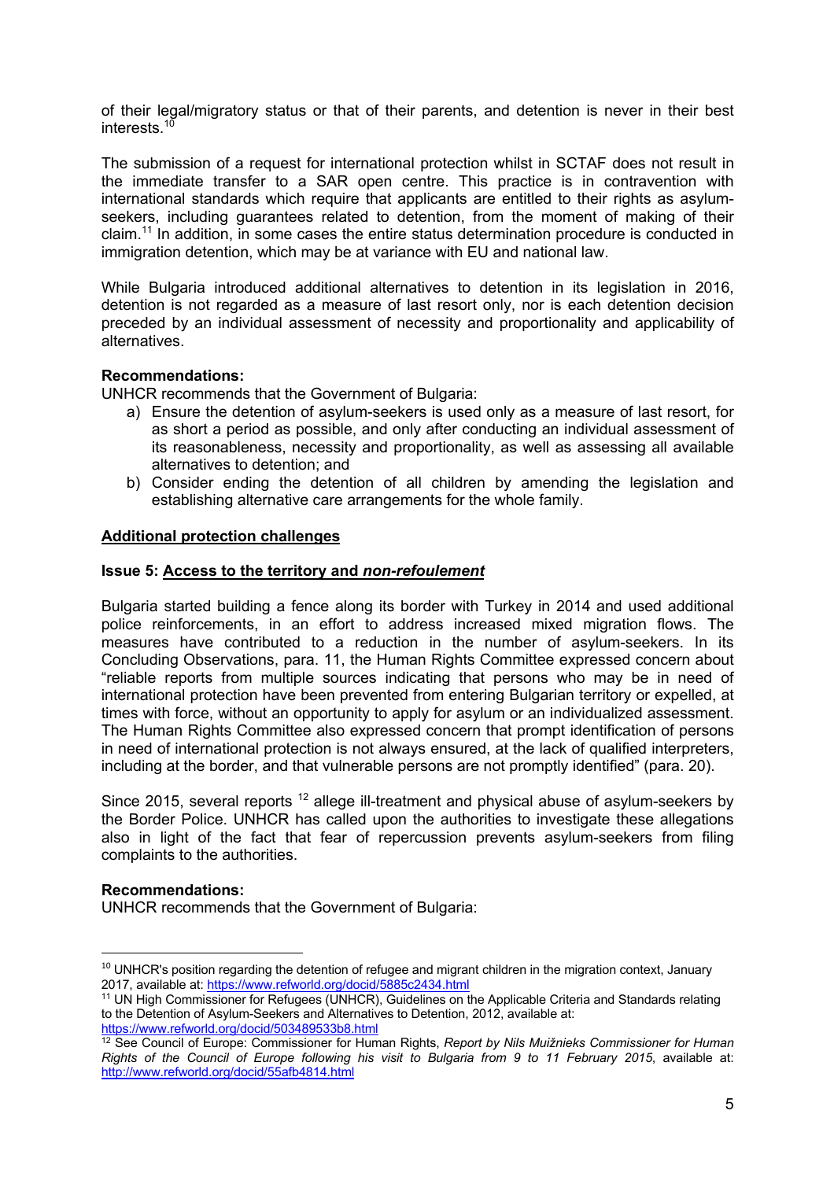of their legal/migratory status or that of their parents, and detention is never in their best interests.[10]

The submission of a request for international protection whilst in SCTAF does not result in the immediate transfer to a SAR open centre. This practice is in contravention with international standards which require that applicants are entitled to their rights as asylum-seekers, including guarantees related to detention, from the moment of making of their claim.[11] In addition, in some cases the entire status determination procedure is conducted in immigration detention, which may be at variance with EU and national law.

While Bulgaria introduced additional alternatives to detention in its legislation in 2016, detention is not regarded as a measure of last resort only, nor is each detention decision preceded by an individual assessment of necessity and proportionality and applicability of alternatives.

**Recommendations:**
UNHCR recommends that the Government of Bulgaria:

a) Ensure the detention of asylum-seekers is used only as a measure of last resort, for as short a period as possible, and only after conducting an individual assessment of its reasonableness, necessity and proportionality, as well as assessing all available alternatives to detention; and
b) Consider ending the detention of all children by amending the legislation and establishing alternative care arrangements for the whole family.

## <u>Additional protection challenges</u>

### Issue 5: <u>Access to the territory and *non-refoulement*</u>

Bulgaria started building a fence along its border with Turkey in 2014 and used additional police reinforcements, in an effort to address increased mixed migration flows. The measures have contributed to a reduction in the number of asylum-seekers. In its Concluding Observations, para. 11, the Human Rights Committee expressed concern about "reliable reports from multiple sources indicating that persons who may be in need of international protection have been prevented from entering Bulgarian territory or expelled, at times with force, without an opportunity to apply for asylum or an individualized assessment. The Human Rights Committee also expressed concern that prompt identification of persons in need of international protection is not always ensured, at the lack of qualified interpreters, including at the border, and that vulnerable persons are not promptly identified" (para. 20).

Since 2015, several reports [12] allege ill-treatment and physical abuse of asylum-seekers by the Border Police. UNHCR has called upon the authorities to investigate these allegations also in light of the fact that fear of repercussion prevents asylum-seekers from filing complaints to the authorities.

**Recommendations:**
UNHCR recommends that the Government of Bulgaria:

---

[10] UNHCR's position regarding the detention of refugee and migrant children in the migration context, January 2017, available at: https://www.refworld.org/docid/5885c2434.html

[11] UN High Commissioner for Refugees (UNHCR), Guidelines on the Applicable Criteria and Standards relating to the Detention of Asylum-Seekers and Alternatives to Detention, 2012, available at: https://www.refworld.org/docid/503489533b8.html

[12] See Council of Europe: Commissioner for Human Rights, *Report by Nils Muižnieks Commissioner for Human Rights of the Council of Europe following his visit to Bulgaria from 9 to 11 February 2015*, available at: http://www.refworld.org/docid/55afb4814.html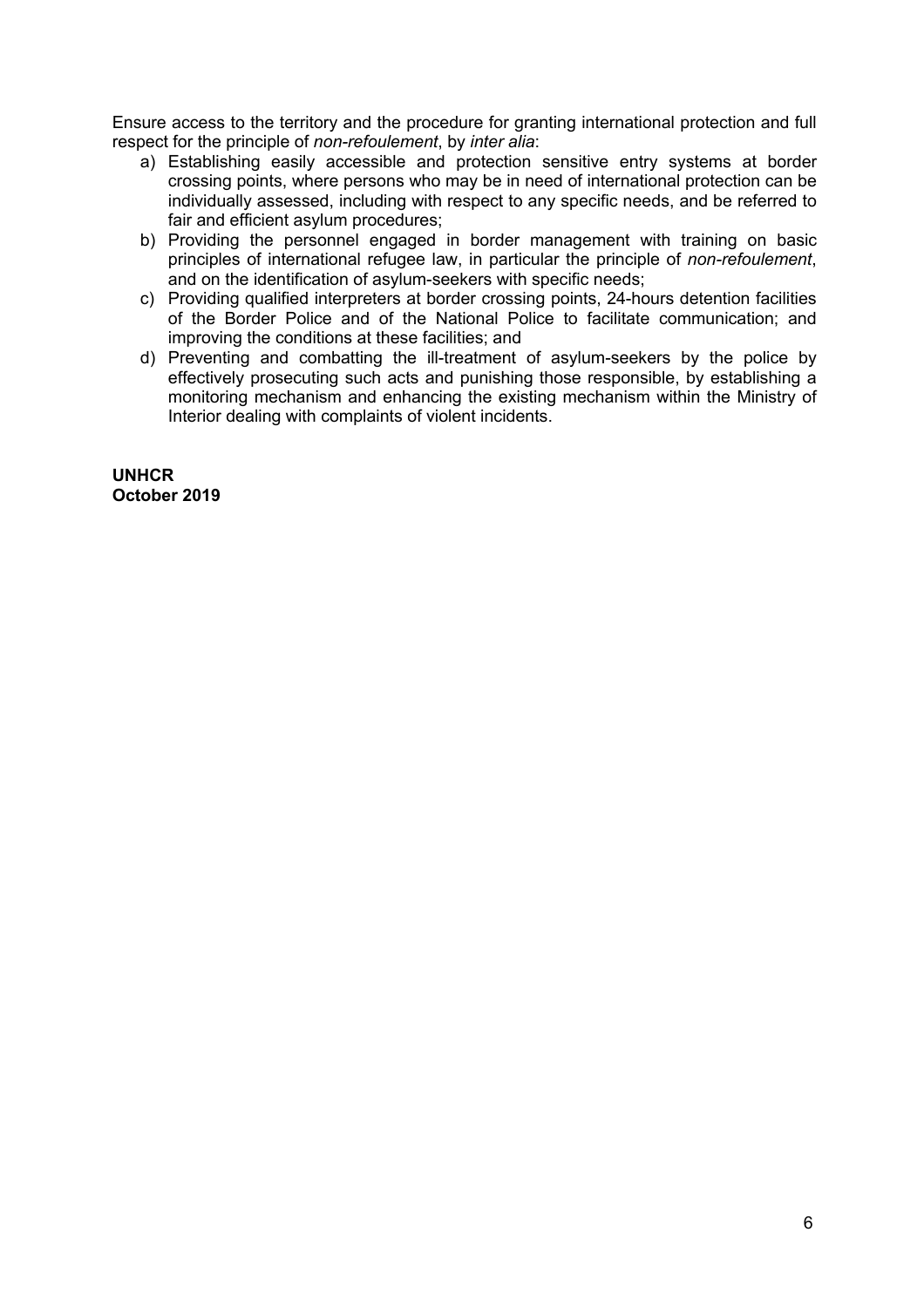Ensure access to the territory and the procedure for granting international protection and full respect for the principle of *non-refoulement*, by *inter alia*:

a) Establishing easily accessible and protection sensitive entry systems at border crossing points, where persons who may be in need of international protection can be individually assessed, including with respect to any specific needs, and be referred to fair and efficient asylum procedures;
b) Providing the personnel engaged in border management with training on basic principles of international refugee law, in particular the principle of *non-refoulement*, and on the identification of asylum-seekers with specific needs;
c) Providing qualified interpreters at border crossing points, 24-hours detention facilities of the Border Police and of the National Police to facilitate communication; and improving the conditions at these facilities; and
d) Preventing and combatting the ill-treatment of asylum-seekers by the police by effectively prosecuting such acts and punishing those responsible, by establishing a monitoring mechanism and enhancing the existing mechanism within the Ministry of Interior dealing with complaints of violent incidents.

**UNHCR**
**October 2019**